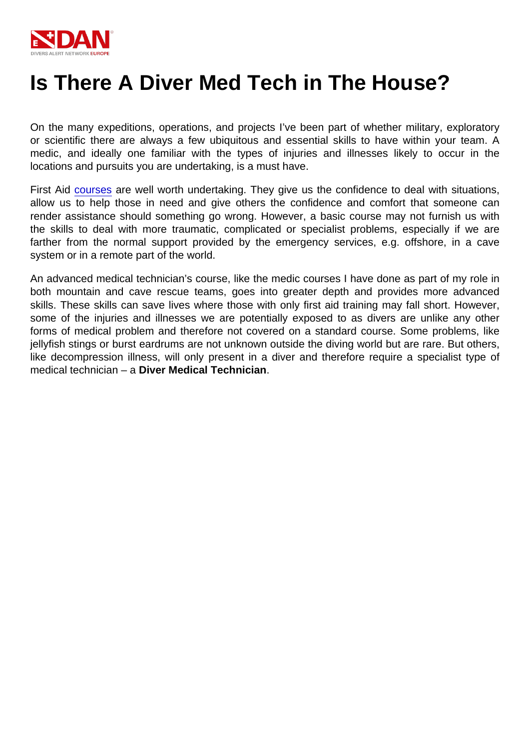# Is There A Diver Med Tech in The House?

On the many expeditions, operations, and projects I've been part of whether military, exploratory or scientific there are always a few ubiquitous and essential skills to have within your team. A medic, and ideally one familiar with the types of injuries and illnesses likely to occur in the locations and pursuits you are undertaking, is a must have.

First Aid courses are well worth undertaking. They give us the confidence to deal with situations, allow us to help those in need and give others the confidence and comfort that someone can render assistance should something go wrong. However, a basic course may not furnish us with the skills to deal with more traumatic, complicated or specialist problems, especially if we are farther from the normal support provided by the emergency services, e.g. offshore, in a cave system or in a remote part of the world.

An advanced medical technician's course, like the medic courses I have done as part of my role in both mountain and cave rescue teams, goes into greater depth and provides more advanced skills. These skills can save lives where those with only first aid training may fall short. However, some of the injuries and illnesses we are potentially exposed to as divers are unlike any other forms of medical problem and therefore not covered on a standard course. Some problems, like jellyfish stings or burst eardrums are not unknown outside the diving world but are rare. But others, like decompression illness, will only present in a diver and therefore require a specialist type of medical technician – a **Diver Medical Technician**.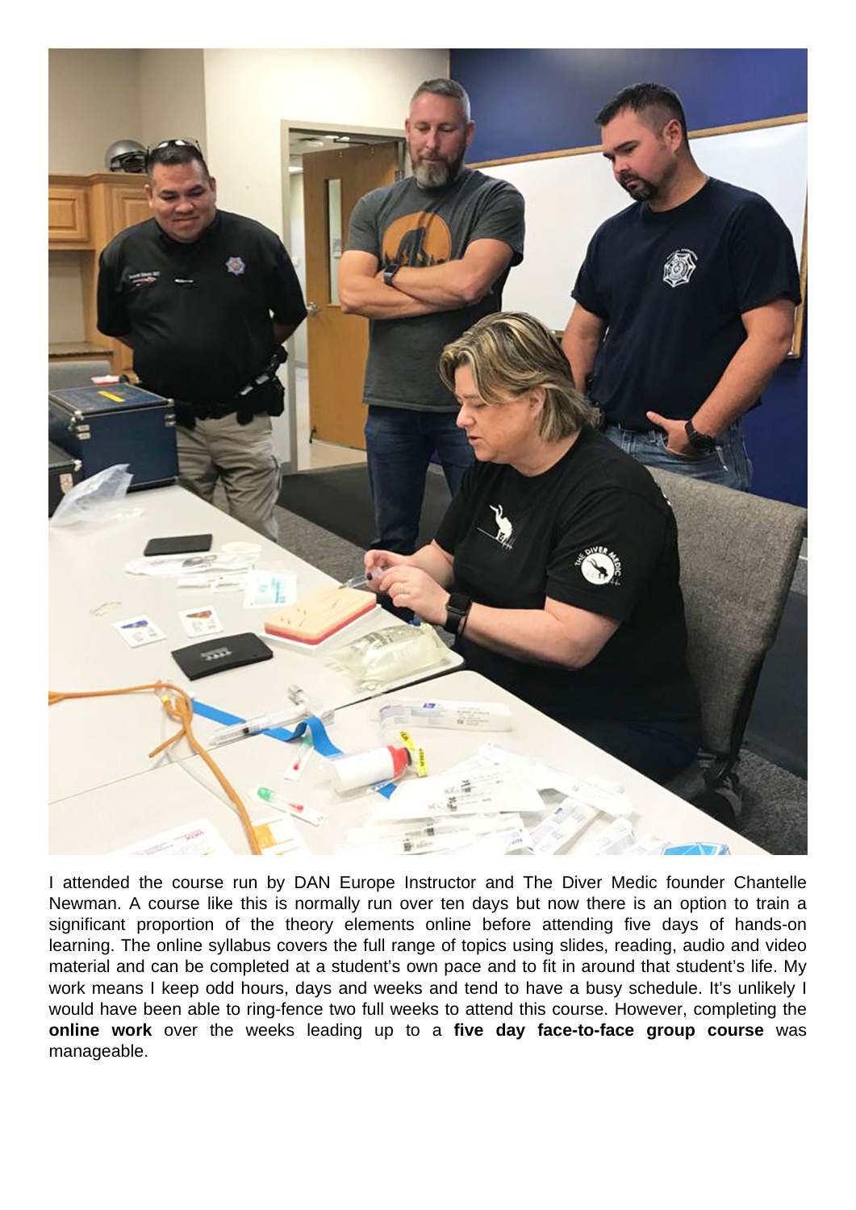I attended the course run by DAN Europe Instructor and The Diver Medic founder Chantelle Newman. A course like this is normally run over ten days but now there is an option to train a significant proportion of the theory elements online before attending five days of hands-on learning. The online syllabus covers the full range of topics using slides, reading, audio and video material and can be completed at a student's own pace and to fit in around that student's life. My work means I keep odd hours, days and weeks and tend to have a busy schedule. It's unlikely I would have been able to ring-fence two full weeks to attend this course. However, completing the **online work** over the weeks leading up to a **five day face-to-face group course** was manageable.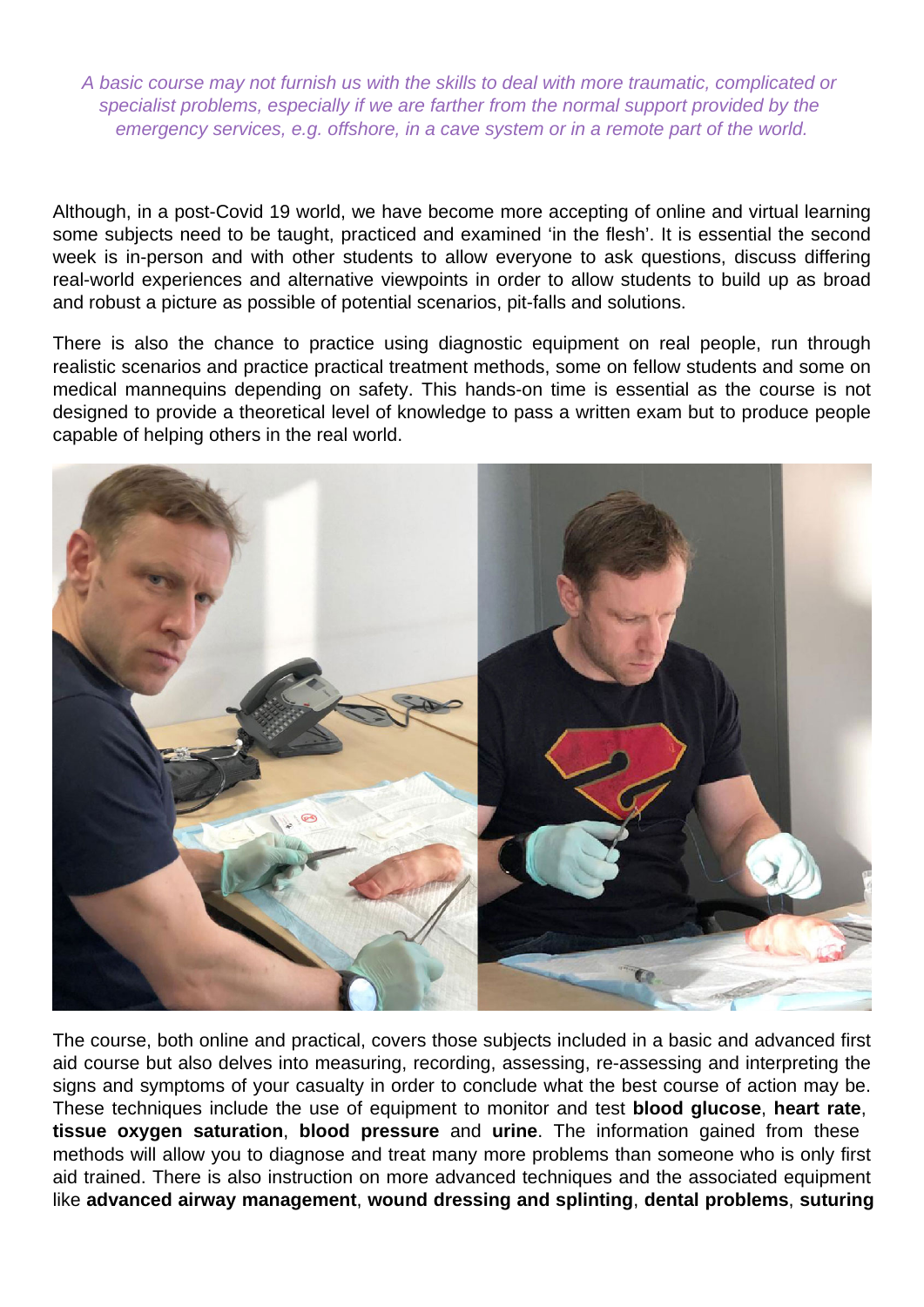*A basic course may not furnish us with the skills to deal with more traumatic, complicated or specialist problems, especially if we are farther from the normal support provided by the emergency services, e.g. offshore, in a cave system or in a remote part of the world.*

Although, in a post-Covid 19 world, we have become more accepting of online and virtual learning some subjects need to be taught, practiced and examined 'in the flesh'. It is essential the second week is in-person and with other students to allow everyone to ask questions, discuss differing real-world experiences and alternative viewpoints in order to allow students to build up as broad and robust a picture as possible of potential scenarios, pit-falls and solutions.

There is also the chance to practice using diagnostic equipment on real people, run through realistic scenarios and practice practical treatment methods, some on fellow students and some on medical mannequins depending on safety. This hands-on time is essential as the course is not designed to provide a theoretical level of knowledge to pass a written exam but to produce people capable of helping others in the real world.

The course, both online and practical, covers those subjects included in a basic and advanced first aid course but also delves into measuring, recording, assessing, re-assessing and interpreting the signs and symptoms of your casualty in order to conclude what the best course of action may be. These techniques include the use of equipment to monitor and test **blood glucose**, **heart rate**, **tissue oxygen saturation**, **blood pressure** and **urine**. The information gained from these methods will allow you to diagnose and treat many more problems than someone who is only first aid trained. There is also instruction on more advanced techniques and the associated equipment like **advanced airway management**, **wound dressing and splinting**, **dental problems**, **suturing**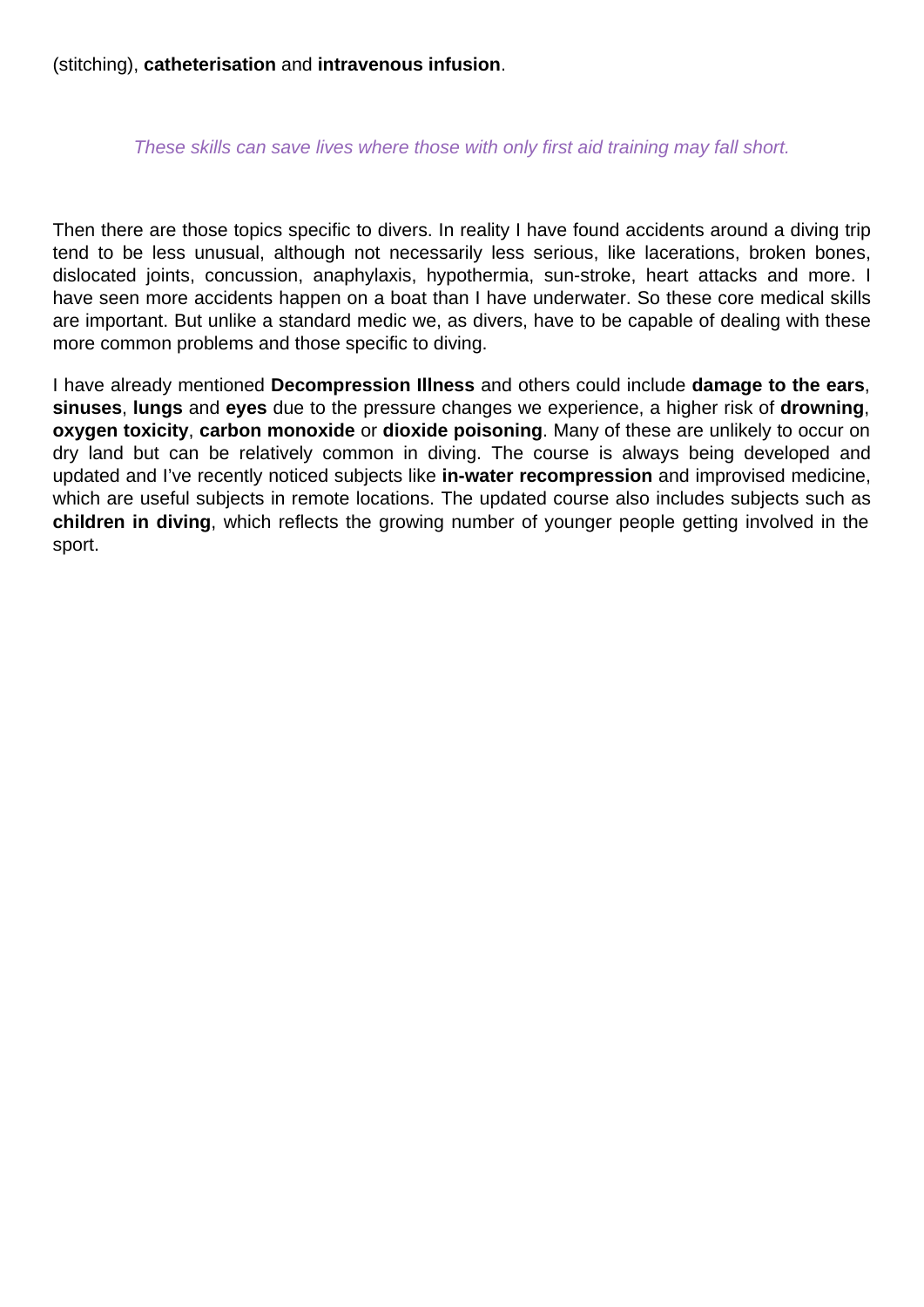(stitching), **catheterisation** and **intravenous infusion**.

*These skills can save lives where those with only first aid training may fall short.*

Then there are those topics specific to divers. In reality I have found accidents around a diving trip tend to be less unusual, although not necessarily less serious, like lacerations, broken bones, dislocated joints, concussion, anaphylaxis, hypothermia, sun-stroke, heart attacks and more. I have seen more accidents happen on a boat than I have underwater. So these core medical skills are important. But unlike a standard medic we, as divers, have to be capable of dealing with these more common problems and those specific to diving.

I have already mentioned **Decompression Illness** and others could include **damage to the ears**, **sinuses**, **lungs** and **eyes** due to the pressure changes we experience, a higher risk of **drowning**, **oxygen toxicity**, **carbon monoxide** or **dioxide poisoning**. Many of these are unlikely to occur on dry land but can be relatively common in diving. The course is always being developed and updated and I've recently noticed subjects like **in-water recompression** and improvised medicine, which are useful subjects in remote locations. The updated course also includes subjects such as **children in diving**, which reflects the growing number of younger people getting involved in the sport.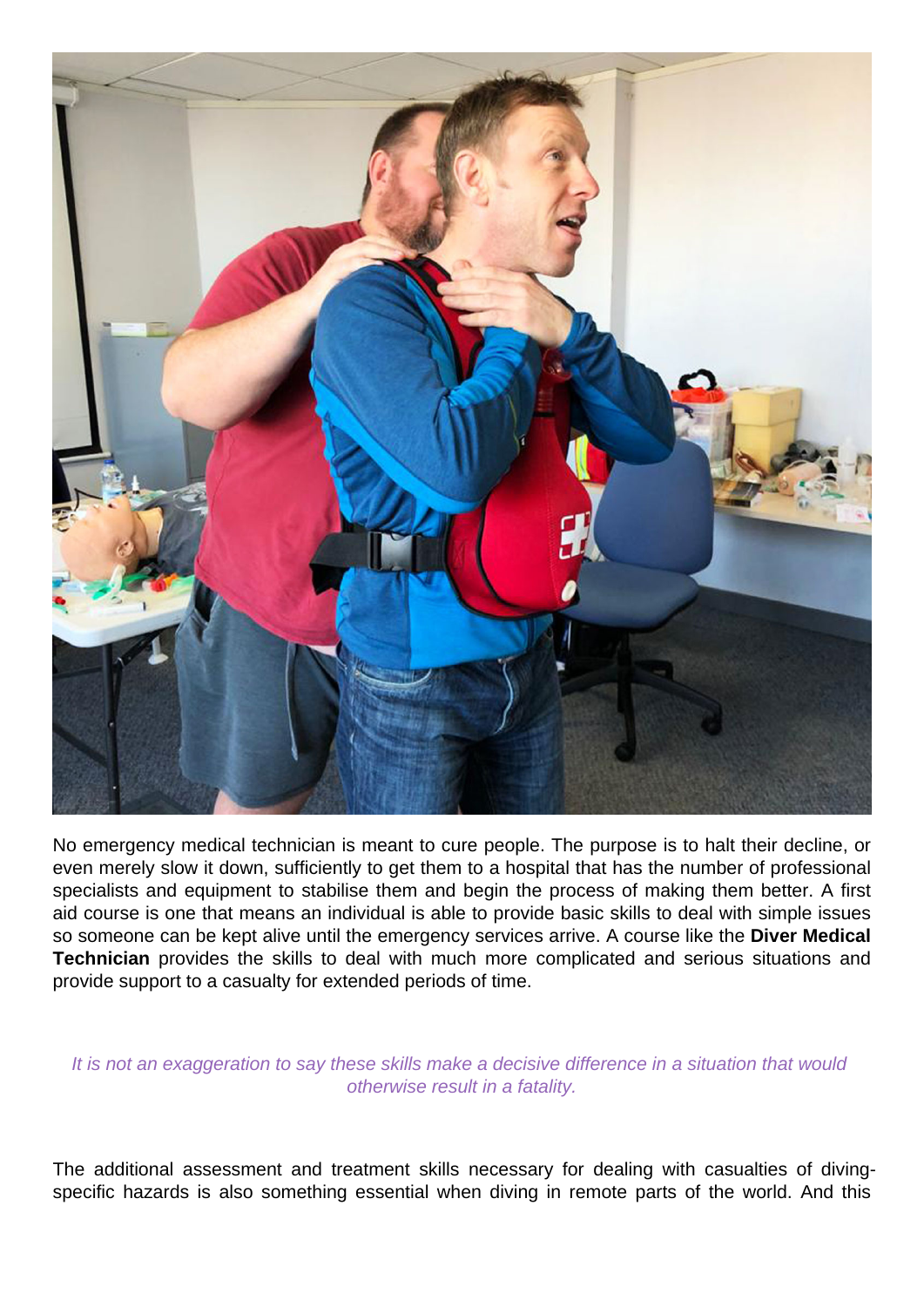No emergency medical technician is meant to cure people. The purpose is to halt their decline, or even merely slow it down, sufficiently to get them to a hospital that has the number of professional specialists and equipment to stabilise them and begin the process of making them better. A first aid course is one that means an individual is able to provide basic skills to deal with simple issues so someone can be kept alive until the emergency services arrive. A course like the **Diver Medical Technician** provides the skills to deal with much more complicated and serious situations and provide support to a casualty for extended periods of time.

*It is not an exaggeration to say these skills make a decisive difference in a situation that would otherwise result in a fatality.*

The additional assessment and treatment skills necessary for dealing with casualties of diving-specific hazards is also something essential when diving in remote parts of the world. And this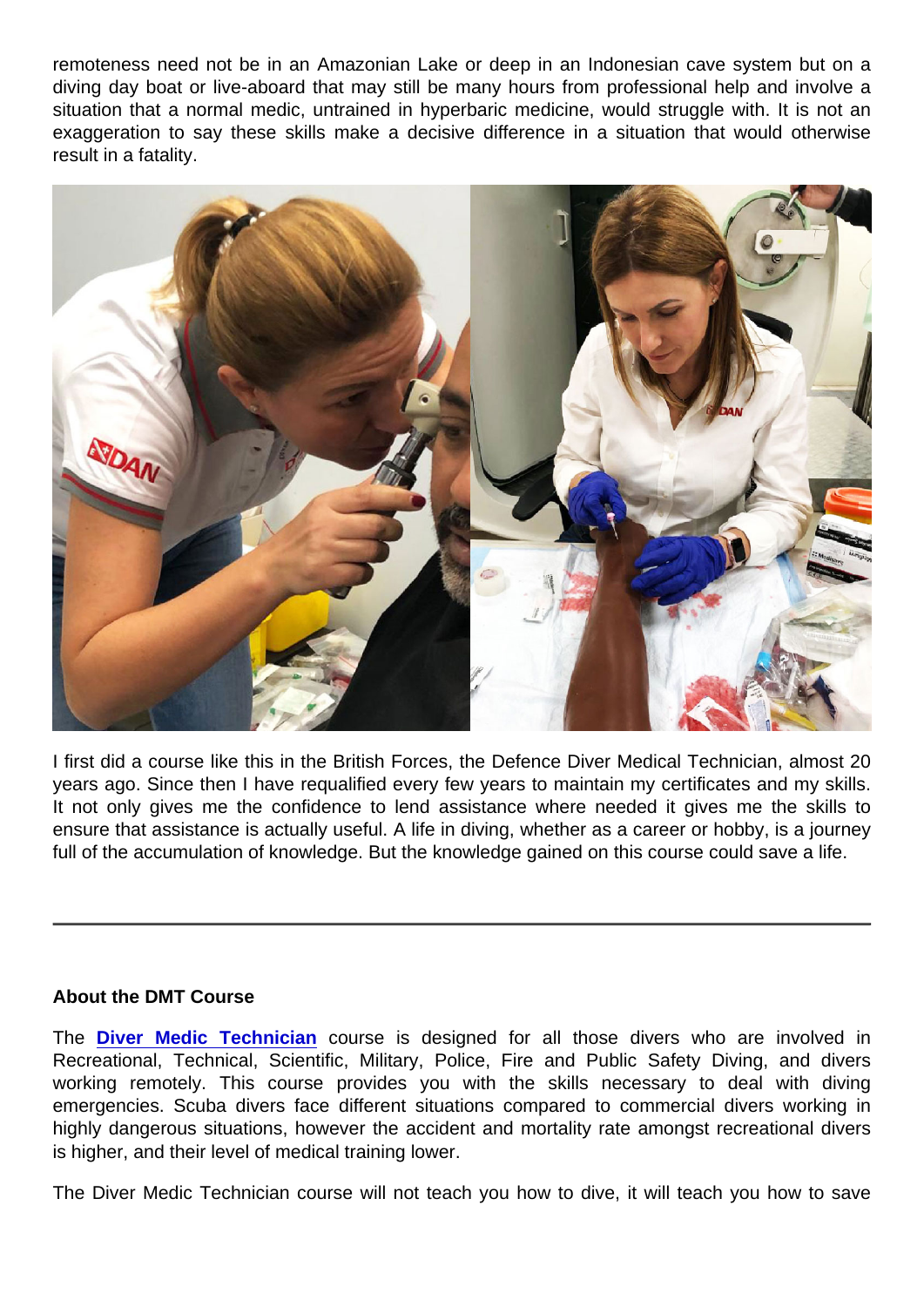remoteness need not be in an Amazonian Lake or deep in an Indonesian cave system but on a diving day boat or live-aboard that may still be many hours from professional help and involve a situation that a normal medic, untrained in hyperbaric medicine, would struggle with. It is not an exaggeration to say these skills make a decisive difference in a situation that would otherwise result in a fatality.

I first did a course like this in the British Forces, the Defence Diver Medical Technician, almost 20 years ago. Since then I have requalified every few years to maintain my certificates and my skills. It not only gives me the confidence to lend assistance where needed it gives me the skills to ensure that assistance is actually useful. A life in diving, whether as a career or hobby, is a journey full of the accumulation of knowledge. But the knowledge gained on this course could save a life.

---

**About the DMT Course**

The **Diver Medic Technician** course is designed for all those divers who are involved in Recreational, Technical, Scientific, Military, Police, Fire and Public Safety Diving, and divers working remotely. This course provides you with the skills necessary to deal with diving emergencies. Scuba divers face different situations compared to commercial divers working in highly dangerous situations, however the accident and mortality rate amongst recreational divers is higher, and their level of medical training lower.

The Diver Medic Technician course will not teach you how to dive, it will teach you how to save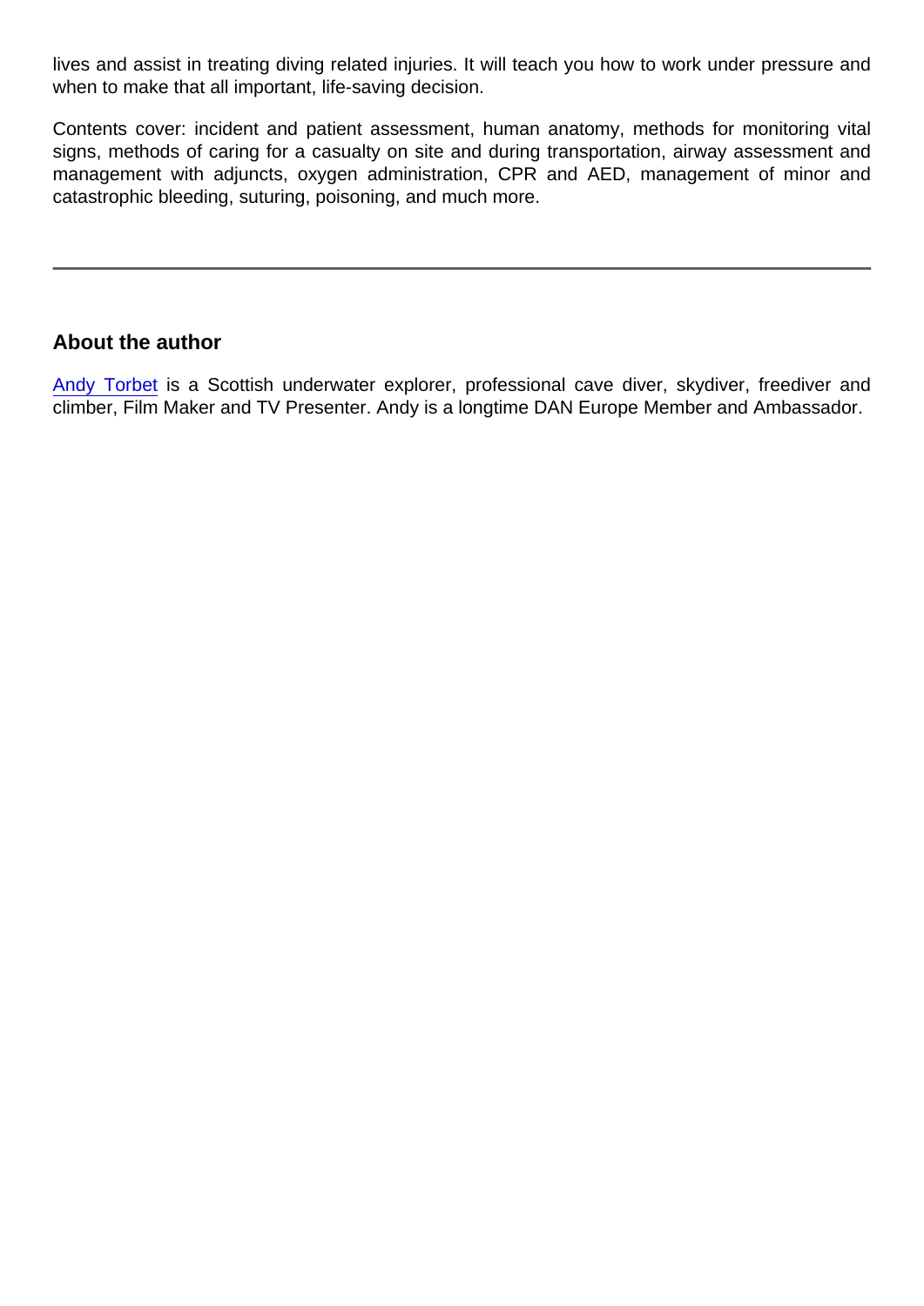lives and assist in treating diving related injuries. It will teach you how to work under pressure and when to make that all important, life-saving decision.

Contents cover: incident and patient assessment, human anatomy, methods for monitoring vital signs, methods of caring for a casualty on site and during transportation, airway assessment and management with adjuncts, oxygen administration, CPR and AED, management of minor and catastrophic bleeding, suturing, poisoning, and much more.

---

## About the author

Andy Torbet is a Scottish underwater explorer, professional cave diver, skydiver, freediver and climber, Film Maker and TV Presenter. Andy is a longtime DAN Europe Member and Ambassador.